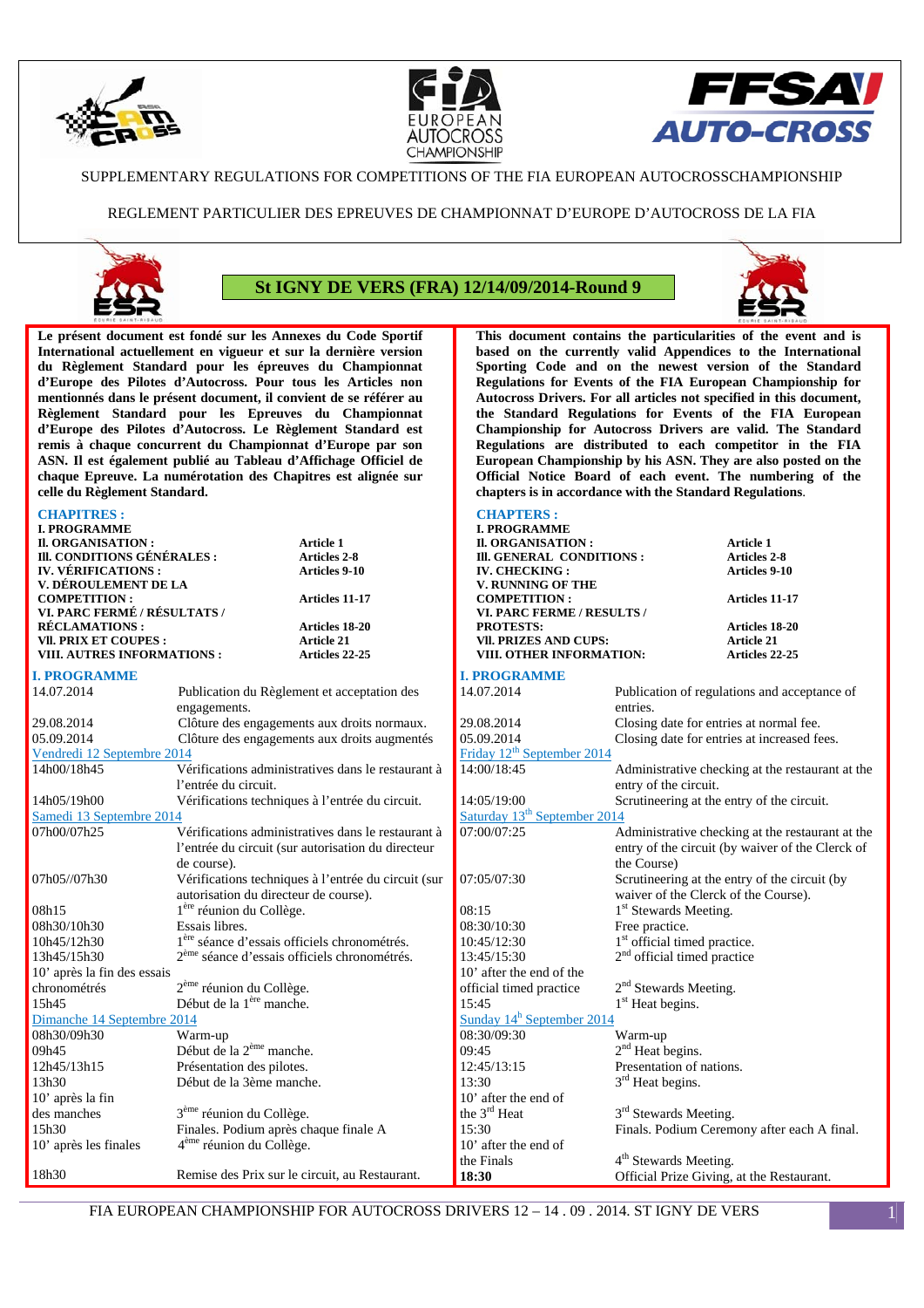SUPPLEMENTARY REGULATIONS FOR COMPETITIONS OF THE FIA EUROPEAN AUTOCROSSCHAMPIONSHIP

REGLEMENT PARTICULIER DES EPREUVES DE CHAMPIONNAT D'EUROPE D'AUTOCROSS DE LA FIA

## St IGNY DE VERS (FRA) 12/14/09/2014-Round 9

**Le présent document est fondé sur les Annexes du Code Sportif International actuellement en vigueur et sur la dernière version du Règlement Standard pour les épreuves du Championnat d'Europe des Pilotes d'Autocross. Pour tous les Articles non mentionnés dans le présent document, il convient de se référer au Règlement Standard pour les Epreuves du Championnat d'Europe des Pilotes d'Autocross. Le Règlement Standard est remis à chaque concurrent du Championnat d'Europe par son ASN. Il est également publié au Tableau d'Affichage Officiel de chaque Epreuve. La numérotation des Chapitres est alignée sur celle du Règlement Standard.**

**CHAPITRES :**

| | |
|---|---|
| **I. PROGRAMME** | |
| **II. ORGANISATION :** | **Article 1** |
| **III. CONDITIONS GÉNÉRALES :** | **Articles 2-8** |
| **IV. VÉRIFICATIONS :** | **Articles 9-10** |
| **V. DÉROULEMENT DE LA COMPETITION :** | **Articles 11-17** |
| **VI. PARC FERMÉ / RÉSULTATS / RÉCLAMATIONS :** | **Articles 18-20** |
| **VII. PRIX ET COUPES :** | **Article 21** |
| **VIII. AUTRES INFORMATIONS :** | **Articles 22-25** |

### I. PROGRAMME

| | |
|---|---|
| 14.07.2014 | Publication du Règlement et acceptation des engagements. |
| 29.08.2014 | Clôture des engagements aux droits normaux. |
| 05.09.2014 | Clôture des engagements aux droits augmentés |
| Vendredi 12 Septembre 2014 | |
| 14h00/18h45 | Vérifications administratives dans le restaurant à l'entrée du circuit. |
| 14h05/19h00 | Vérifications techniques à l'entrée du circuit. |
| Samedi 13 Septembre 2014 | |
| 07h00/07h25 | Vérifications administratives dans le restaurant à l'entrée du circuit (sur autorisation du directeur de course). |
| 07h05//07h30 | Vérifications techniques à l'entrée du circuit (sur autorisation du directeur de course). |
| 08h15 | 1ère réunion du Collège. |
| 08h30/10h30 | Essais libres. |
| 10h45/12h30 | 1ère séance d'essais officiels chronométrés. |
| 13h45/15h30 | 2ème séance d'essais officiels chronométrés. |
| 10' après la fin des essais chronométrés | 2ème réunion du Collège. |
| 15h45 | Début de la 1ère manche. |
| Dimanche 14 Septembre 2014 | |
| 08h30/09h30 | Warm-up |
| 09h45 | Début de la 2ème manche. |
| 12h45/13h15 | Présentation des pilotes. |
| 13h30 | Début de la 3ème manche. |
| 10' après la fin des manches | 3ème réunion du Collège. |
| 15h30 | Finales. Podium après chaque finale A |
| 10' après les finales | 4ème réunion du Collège. |
| 18h30 | Remise des Prix sur le circuit, au Restaurant. |

**This document contains the particularities of the event and is based on the currently valid Appendices to the International Sporting Code and on the newest version of the Standard Regulations for Events of the FIA European Championship for Autocross Drivers. For all articles not specified in this document, the Standard Regulations for Events of the FIA European Championship for Autocross Drivers are valid. The Standard Regulations are distributed to each competitor in the FIA European Championship by his ASN. They are also posted on the Official Notice Board of each event. The numbering of the chapters is in accordance with the Standard Regulations**.

**CHAPTERS :**

| | |
|---|---|
| **I. PROGRAMME** | |
| **II. ORGANISATION :** | **Article 1** |
| **III. GENERAL CONDITIONS :** | **Articles 2-8** |
| **IV. CHECKING :** | **Articles 9-10** |
| **V. RUNNING OF THE COMPETITION :** | **Articles 11-17** |
| **VI. PARC FERME / RESULTS / PROTESTS:** | **Articles 18-20** |
| **VII. PRIZES AND CUPS:** | **Article 21** |
| **VIII. OTHER INFORMATION:** | **Articles 22-25** |

### I. PROGRAMME

| | |
|---|---|
| 14.07.2014 | Publication of regulations and acceptance of entries. |
| 29.08.2014 | Closing date for entries at normal fee. |
| 05.09.2014 | Closing date for entries at increased fees. |
| Friday 12th September 2014 | |
| 14:00/18:45 | Administrative checking at the restaurant at the entry of the circuit. |
| 14:05/19:00 | Scrutineering at the entry of the circuit. |
| Saturday 13th September 2014 | |
| 07:00/07:25 | Administrative checking at the restaurant at the entry of the circuit (by waiver of the Clerck of the Course) |
| 07:05/07:30 | Scrutineering at the entry of the circuit (by waiver of the Clerck of the Course). |
| 08:15 | 1st Stewards Meeting. |
| 08:30/10:30 | Free practice. |
| 10:45/12:30 | 1st official timed practice. |
| 13:45/15:30 | 2nd official timed practice |
| 10' after the end of the official timed practice | 2nd Stewards Meeting. |
| 15:45 | 1st Heat begins. |
| Sunday 14h September 2014 | |
| 08:30/09:30 | Warm-up |
| 09:45 | 2nd Heat begins. |
| 12:45/13:15 | Presentation of nations. |
| 13:30 | 3rd Heat begins. |
| 10' after the end of the 3rd Heat | 3rd Stewards Meeting. |
| 15:30 | Finals. Podium Ceremony after each A final. |
| 10' after the end of the Finals | 4th Stewards Meeting. |
| **18:30** | Official Prize Giving, at the Restaurant. |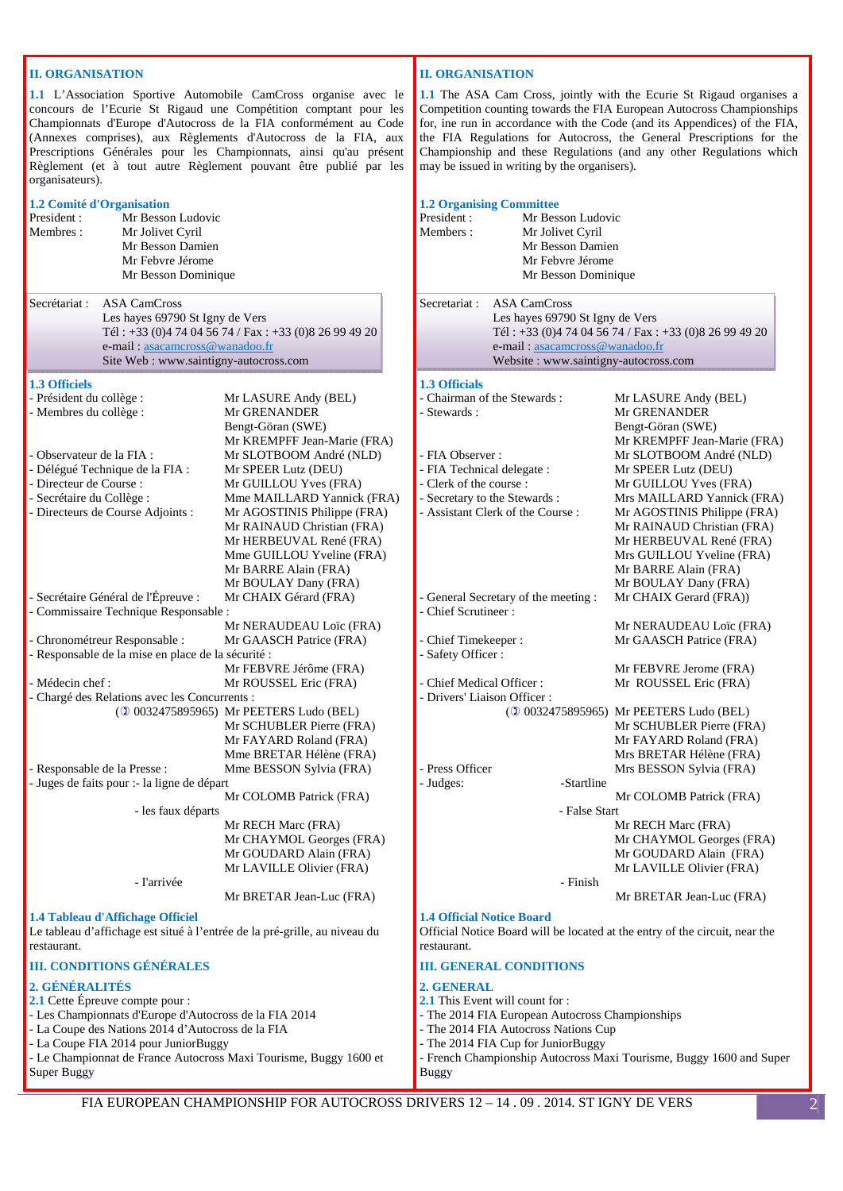## II. ORGANISATION

**1.1** L'Association Sportive Automobile CamCross organise avec le concours de l'Ecurie St Rigaud une Compétition comptant pour les Championnats d'Europe d'Autocross de la FIA conformément au Code (Annexes comprises), aux Règlements d'Autocross de la FIA, aux Prescriptions Générales pour les Championnats, ainsi qu'au présent Règlement (et à tout autre Règlement pouvant être publié par les organisateurs).

### 1.2 Comité d'Organisation

President : Mr Besson Ludovic
Membres : Mr Jolivet Cyril
Mr Besson Damien
Mr Febvre Jérome
Mr Besson Dominique

Secrétariat : ASA CamCross
Les hayes 69790 St Igny de Vers
Tél : +33 (0)4 74 04 56 74 / Fax : +33 (0)8 26 99 49 20
e-mail : asacamcross@wanadoo.fr
Site Web : www.saintigny-autocross.com

### 1.3 Officiels

| | |
|---|---|
| - Président du collège : | Mr LASURE Andy (BEL) |
| - Membres du collège : | Mr GRENANDER Bengt-Göran (SWE) |
| | Mr KREMPFF Jean-Marie (FRA) |
| - Observateur de la FIA : | Mr SLOTBOOM André (NLD) |
| - Délégué Technique de la FIA : | Mr SPEER Lutz (DEU) |
| - Directeur de Course : | Mr GUILLOU Yves (FRA) |
| - Secrétaire du Collège : | Mme MAILLARD Yannick (FRA) |
| - Directeurs de Course Adjoints : | Mr AGOSTINIS Philippe (FRA) |
| | Mr RAINAUD Christian (FRA) |
| | Mr HERBEUVAL René (FRA) |
| | Mme GUILLOU Yveline (FRA) |
| | Mr BARRE Alain (FRA) |
| | Mr BOULAY Dany (FRA) |
| - Secrétaire Général de l'Épreuve : | Mr CHAIX Gérard (FRA) |
| - Commissaire Technique Responsable : | Mr NERAUDEAU Loïc (FRA) |
| - Chronométreur Responsable : | Mr GAASCH Patrice (FRA) |
| - Responsable de la mise en place de la sécurité : | Mr FEBVRE Jérôme (FRA) |
| - Médecin chef : | Mr ROUSSEL Eric (FRA) |
| - Chargé des Relations avec les Concurrents : (✆ 0032475895965) | Mr PEETERS Ludo (BEL) |
| | Mr SCHUBLER Pierre (FRA) |
| | Mr FAYARD Roland (FRA) |
| | Mme BRETAR Hélène (FRA) |
| - Responsable de la Presse : | Mme BESSON Sylvia (FRA) |
| - Juges de faits pour : - la ligne de départ | Mr COLOMB Patrick (FRA) |
| - les faux départs | Mr RECH Marc (FRA) |
| | Mr CHAYMOL Georges (FRA) |
| | Mr GOUDARD Alain (FRA) |
| | Mr LAVILLE Olivier (FRA) |
| - l'arrivée | Mr BRETAR Jean-Luc (FRA) |

### 1.4 Tableau d'Affichage Officiel

Le tableau d'affichage est situé à l'entrée de la pré-grille, au niveau du restaurant.

## III. CONDITIONS GÉNÉRALES

### 2. GÉNÉRALITÉS

**2.1** Cette Épreuve compte pour :
- Les Championnats d'Europe d'Autocross de la FIA 2014
- La Coupe des Nations 2014 d'Autocross de la FIA
- La Coupe FIA 2014 pour JuniorBuggy
- Le Championnat de France Autocross Maxi Tourisme, Buggy 1600 et Super Buggy

## II. ORGANISATION

**1.1** The ASA Cam Cross, jointly with the Ecurie St Rigaud organises a Competition counting towards the FIA European Autocross Championships for, ine run in accordance with the Code (and its Appendices) of the FIA, the FIA Regulations for Autocross, the General Prescriptions for the Championship and these Regulations (and any other Regulations which may be issued in writing by the organisers).

### 1.2 Organising Committee

President : Mr Besson Ludovic
Members : Mr Jolivet Cyril
Mr Besson Damien
Mr Febvre Jérome
Mr Besson Dominique

Secretariat : ASA CamCross
Les hayes 69790 St Igny de Vers
Tél : +33 (0)4 74 04 56 74 / Fax : +33 (0)8 26 99 49 20
e-mail : asacamcross@wanadoo.fr
Website : www.saintigny-autocross.com

### 1.3 Officials

| | |
|---|---|
| - Chairman of the Stewards : | Mr LASURE Andy (BEL) |
| - Stewards : | Mr GRENANDER Bengt-Göran (SWE) |
| | Mr KREMPFF Jean-Marie (FRA) |
| - FIA Observer : | Mr SLOTBOOM André (NLD) |
| - FIA Technical delegate : | Mr SPEER Lutz (DEU) |
| - Clerk of the course : | Mr GUILLOU Yves (FRA) |
| - Secretary to the Stewards : | Mrs MAILLARD Yannick (FRA) |
| - Assistant Clerk of the Course : | Mr AGOSTINIS Philippe (FRA) |
| | Mr RAINAUD Christian (FRA) |
| | Mr HERBEUVAL René (FRA) |
| | Mrs GUILLOU Yveline (FRA) |
| | Mr BARRE Alain (FRA) |
| | Mr BOULAY Dany (FRA) |
| - General Secretary of the meeting : | Mr CHAIX Gerard (FRA)) |
| - Chief Scrutineer : | Mr NERAUDEAU Loïc (FRA) |
| - Chief Timekeeper : | Mr GAASCH Patrice (FRA) |
| - Safety Officer : | Mr FEBVRE Jerome (FRA) |
| - Chief Medical Officer : | Mr ROUSSEL Eric (FRA) |
| - Drivers' Liaison Officer : (✆ 0032475895965) | Mr PEETERS Ludo (BEL) |
| | Mr SCHUBLER Pierre (FRA) |
| | Mr FAYARD Roland (FRA) |
| | Mrs BRETAR Hélène (FRA) |
| - Press Officer | Mrs BESSON Sylvia (FRA) |
| - Judges: -Startline | Mr COLOMB Patrick (FRA) |
| - False Start | Mr RECH Marc (FRA) |
| | Mr CHAYMOL Georges (FRA) |
| | Mr GOUDARD Alain (FRA) |
| | Mr LAVILLE Olivier (FRA) |
| - Finish | Mr BRETAR Jean-Luc (FRA) |

### 1.4 Official Notice Board

Official Notice Board will be located at the entry of the circuit, near the restaurant.

## III. GENERAL CONDITIONS

### 2. GENERAL

**2.1** This Event will count for :
- The 2014 FIA European Autocross Championships
- The 2014 FIA Autocross Nations Cup
- The 2014 FIA Cup for JuniorBuggy
- French Championship Autocross Maxi Tourisme, Buggy 1600 and Super Buggy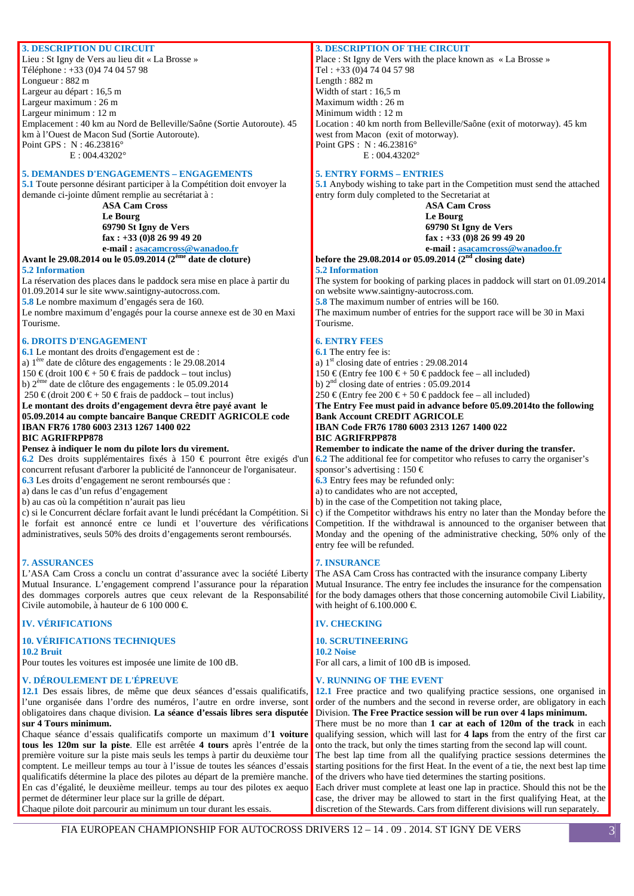## 3. DESCRIPTION DU CIRCUIT

Lieu : St Igny de Vers au lieu dit « La Brosse »
Téléphone : +33 (0)4 74 04 57 98
Longueur : 882 m
Largeur au départ : 16,5 m
Largeur maximum : 26 m
Largeur minimum : 12 m
Emplacement : 40 km au Nord de Belleville/Saône (Sortie Autoroute). 45 km à l'Ouest de Macon Sud (Sortie Autoroute).
Point GPS : N : 46.23816°
E : 004.43202°

## 5. DEMANDES D'ENGAGEMENTS – ENGAGEMENTS

**5.1** Toute personne désirant participer à la Compétition doit envoyer la demande ci-jointe dûment remplie au secrétariat à :

**ASA Cam Cross**
**Le Bourg**
**69790 St Igny de Vers**
**fax : +33 (0)8 26 99 49 20**
**e-mail : asacamcross@wanadoo.fr**

**Avant le 29.08.2014 ou le 05.09.2014 (2ème date de cloture)**

**5.2 Information**

La réservation des places dans le paddock sera mise en place à partir du 01.09.2014 sur le site www.saintigny-autocross.com.

**5.8** Le nombre maximum d'engagés sera de 160.
Le nombre maximum d'engagés pour la course annexe est de 30 en Maxi Tourisme.

## 6. DROITS D'ENGAGEMENT

**6.1** Le montant des droits d'engagement est de :
a) 1ère date de clôture des engagements : le 29.08.2014
150 € (droit 100 € + 50 € frais de paddock – tout inclus)
b) 2ème date de clôture des engagements : le 05.09.2014
250 € (droit 200 € + 50 € frais de paddock – tout inclus)

**Le montant des droits d'engagement devra être payé avant le 05.09.2014 au compte bancaire Banque CREDIT AGRICOLE code IBAN FR76 1780 6003 2313 1267 1400 022**
**BIC AGRIFRPP878**
**Pensez à indiquer le nom du pilote lors du virement.**

**6.2** Des droits supplémentaires fixés à 150 € pourront être exigés d'un concurrent refusant d'arborer la publicité de l'annonceur de l'organisateur.

**6.3** Les droits d'engagement ne seront remboursés que :
a) dans le cas d'un refus d'engagement
b) au cas où la compétition n'aurait pas lieu
c) si le Concurrent déclare forfait avant le lundi précédant la Compétition. Si le forfait est annoncé entre ce lundi et l'ouverture des vérifications administratives, seuls 50% des droits d'engagements seront remboursés.

## 7. ASSURANCES

L'ASA Cam Cross a conclu un contrat d'assurance avec la société Liberty Mutual Insurance. L'engagement comprend l'assurance pour la réparation des dommages corporels autres que ceux relevant de la Responsabilité Civile automobile, à hauteur de 6 100 000 €.

## IV. VÉRIFICATIONS

### 10. VÉRIFICATIONS TECHNIQUES

**10.2 Bruit**

Pour toutes les voitures est imposée une limite de 100 dB.

## V. DÉROULEMENT DE L'ÉPREUVE

**12.1** Des essais libres, de même que deux séances d'essais qualificatifs, l'une organisée dans l'ordre des numéros, l'autre en ordre inverse, sont obligatoires dans chaque division. **La séance d'essais libres sera disputée sur 4 Tours minimum.**

Chaque séance d'essais qualificatifs comporte un maximum d'**1 voiture tous les 120m sur la piste**. Elle est arrêtée **4 tours** après l'entrée de la première voiture sur la piste mais seuls les temps à partir du deuxième tour comptent. Le meilleur temps au tour à l'issue de toutes les séances d'essais qualificatifs détermine la place des pilotes au départ de la première manche. En cas d'égalité, le deuxième meilleur. temps au tour des pilotes ex aequo permet de déterminer leur place sur la grille de départ.
Chaque pilote doit parcourir au minimum un tour durant les essais.

---

## 3. DESCRIPTION OF THE CIRCUIT

Place : St Igny de Vers with the place known as « La Brosse »
Tel : +33 (0)4 74 04 57 98
Length : 882 m
Width of start : 16,5 m
Maximum width : 26 m
Minimum width : 12 m
Location : 40 km north from Belleville/Saône (exit of motorway). 45 km west from Macon (exit of motorway).
Point GPS : N : 46.23816°
E : 004.43202°

## 5. ENTRY FORMS – ENTRIES

**5.1** Anybody wishing to take part in the Competition must send the attached entry form duly completed to the Secretariat at

**ASA Cam Cross**
**Le Bourg**
**69790 St Igny de Vers**
**fax : +33 (0)8 26 99 49 20**
**e-mail : asacamcross@wanadoo.fr**

**before the 29.08.2014 or 05.09.2014 (2nd closing date)**

**5.2 Information**

The system for booking of parking places in paddock will start on 01.09.2014 on website www.saintigny-autocross.com.

**5.8** The maximum number of entries will be 160.
The maximum number of entries for the support race will be 30 in Maxi Tourisme.

## 6. ENTRY FEES

**6.1** The entry fee is:
a) 1st closing date of entries : 29.08.2014
150 € (Entry fee 100 € + 50 € paddock fee – all included)
b) 2nd closing date of entries : 05.09.2014
250 € (Entry fee 200 € + 50 € paddock fee – all included)

**The Entry Fee must paid in advance before 05.09.2014to the following Bank Account CREDIT AGRICOLE**
**IBAN Code FR76 1780 6003 2313 1267 1400 022**
**BIC AGRIFRPP878**
**Remember to indicate the name of the driver during the transfer.**

**6.2** The additional fee for competitor who refuses to carry the organiser's sponsor's advertising : 150 €

**6.3** Entry fees may be refunded only:
a) to candidates who are not accepted,
b) in the case of the Competition not taking place,
c) if the Competitor withdraws his entry no later than the Monday before the Competition. If the withdrawal is announced to the organiser between that Monday and the opening of the administrative checking, 50% only of the entry fee will be refunded.

## 7. INSURANCE

The ASA Cam Cross has contracted with the insurance company Liberty Mutual Insurance. The entry fee includes the insurance for the compensation for the body damages others that those concerning automobile Civil Liability, with height of 6.100.000 €.

## IV. CHECKING

### 10. SCRUTINEERING

**10.2 Noise**

For all cars, a limit of 100 dB is imposed.

## V. RUNNING OF THE EVENT

**12.1** Free practice and two qualifying practice sessions, one organised in order of the numbers and the second in reverse order, are obligatory in each Division. **The Free Practice session will be run over 4 laps minimum.**

There must be no more than **1 car at each of 120m of the track** in each qualifying session, which will last for **4 laps** from the entry of the first car onto the track, but only the times starting from the second lap will count. The best lap time from all the qualifying practice sessions determines the starting positions for the first Heat. In the event of a tie, the next best lap time of the drivers who have tied determines the starting positions.
Each driver must complete at least one lap in practice. Should this not be the case, the driver may be allowed to start in the first qualifying Heat, at the discretion of the Stewards. Cars from different divisions will run separately.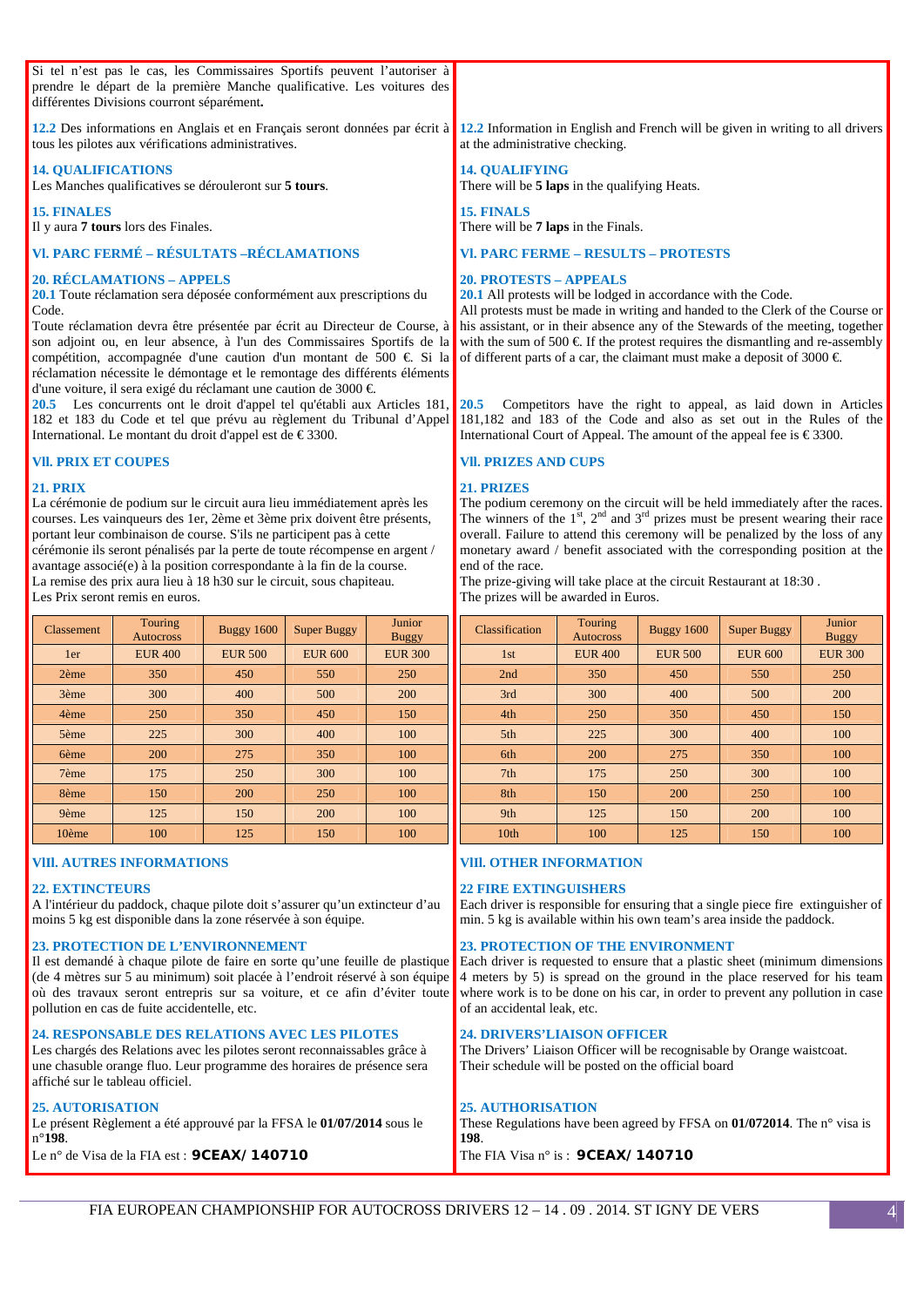Si tel n'est pas le cas, les Commissaires Sportifs peuvent l'autoriser à prendre le départ de la première Manche qualificative. Les voitures des différentes Divisions courront séparément.

**12.2** Des informations en Anglais et en Français seront données par écrit à tous les pilotes aux vérifications administratives.

## 14. QUALIFICATIONS

Les Manches qualificatives se dérouleront sur **5 tours**.

## 15. FINALES

Il y aura **7 tours** lors des Finales.

## VI. PARC FERMÉ – RÉSULTATS –RÉCLAMATIONS

## 20. RÉCLAMATIONS – APPELS

**20.1** Toute réclamation sera déposée conformément aux prescriptions du Code.

Toute réclamation devra être présentée par écrit au Directeur de Course, à son adjoint ou, en leur absence, à l'un des Commissaires Sportifs de la compétition, accompagnée d'une caution d'un montant de 500 €. Si la réclamation nécessite le démontage et le remontage des différents éléments d'une voiture, il sera exigé du réclamant une caution de 3000 €.

**20.5** Les concurrents ont le droit d'appel tel qu'établi aux Articles 181, 182 et 183 du Code et tel que prévu au règlement du Tribunal d'Appel International. Le montant du droit d'appel est de € 3300.

## VII. PRIX ET COUPES

## 21. PRIX

La cérémonie de podium sur le circuit aura lieu immédiatement après les courses. Les vainqueurs des 1er, 2ème et 3ème prix doivent être présents, portant leur combinaison de course. S'ils ne participent pas à cette cérémonie ils seront pénalisés par la perte de toute récompense en argent / avantage associé(e) à la position correspondante à la fin de la course.

La remise des prix aura lieu à 18 h30 sur le circuit, sous chapiteau.

Les Prix seront remis en euros.

| Classement | Touring Autocross | Buggy 1600 | Super Buggy | Junior Buggy |
|---|---|---|---|---|
| 1er | EUR 400 | EUR 500 | EUR 600 | EUR 300 |
| 2ème | 350 | 450 | 550 | 250 |
| 3ème | 300 | 400 | 500 | 200 |
| 4ème | 250 | 350 | 450 | 150 |
| 5ème | 225 | 300 | 400 | 100 |
| 6ème | 200 | 275 | 350 | 100 |
| 7ème | 175 | 250 | 300 | 100 |
| 8ème | 150 | 200 | 250 | 100 |
| 9ème | 125 | 150 | 200 | 100 |
| 10ème | 100 | 125 | 150 | 100 |

## VIII. AUTRES INFORMATIONS

## 22. EXTINCTEURS

A l'intérieur du paddock, chaque pilote doit s'assurer qu'un extincteur d'au moins 5 kg est disponible dans la zone réservée à son équipe.

## 23. PROTECTION DE L'ENVIRONNEMENT

Il est demandé à chaque pilote de faire en sorte qu'une feuille de plastique (de 4 mètres sur 5 au minimum) soit placée à l'endroit réservé à son équipe où des travaux seront entrepris sur sa voiture, et ce afin d'éviter toute pollution en cas de fuite accidentelle, etc.

## 24. RESPONSABLES DES RELATIONS AVEC LES PILOTES

Les chargés des Relations avec les pilotes seront reconnaissables grâce à une chasuble orange fluo. Leur programme des horaires de présence sera affiché sur le tableau officiel.

## 25. AUTORISATION

Le présent Règlement a été approuvé par la FFSA le **01/07/2014** sous le n°**198**.

Le n° de Visa de la FIA est : **9CEAX/140710**

---

**12.2** Information in English and French will be given in writing to all drivers at the administrative checking.

## 14. QUALIFYING

There will be **5 laps** in the qualifying Heats.

## 15. FINALS

There will be **7 laps** in the Finals.

## VI. PARC FERME – RESULTS – PROTESTS

## 20. PROTESTS – APPEALS

**20.1** All protests will be lodged in accordance with the Code.

All protests must be made in writing and handed to the Clerk of the Course or his assistant, or in their absence any of the Stewards of the meeting, together with the sum of 500 €. If the protest requires the dismantling and re-assembly of different parts of a car, the claimant must make a deposit of 3000 €.

**20.5** Competitors have the right to appeal, as laid down in Articles 181,182 and 183 of the Code and also as set out in the Rules of the International Court of Appeal. The amount of the appeal fee is € 3300.

## VII. PRIZES AND CUPS

## 21. PRIZES

The podium ceremony on the circuit will be held immediately after the races. The winners of the 1st, 2nd and 3rd prizes must be present wearing their race overall. Failure to attend this ceremony will be penalized by the loss of any monetary award / benefit associated with the corresponding position at the end of the race.

The prize-giving will take place at the circuit Restaurant at 18:30 .

The prizes will be awarded in Euros.

| Classification | Touring Autocross | Buggy 1600 | Super Buggy | Junior Buggy |
|---|---|---|---|---|
| 1st | EUR 400 | EUR 500 | EUR 600 | EUR 300 |
| 2nd | 350 | 450 | 550 | 250 |
| 3rd | 300 | 400 | 500 | 200 |
| 4th | 250 | 350 | 450 | 150 |
| 5th | 225 | 300 | 400 | 100 |
| 6th | 200 | 275 | 350 | 100 |
| 7th | 175 | 250 | 300 | 100 |
| 8th | 150 | 200 | 250 | 100 |
| 9th | 125 | 150 | 200 | 100 |
| 10th | 100 | 125 | 150 | 100 |

## VIII. OTHER INFORMATION

## 22 FIRE EXTINGUISHERS

Each driver is responsible for ensuring that a single piece fire extinguisher of min. 5 kg is available within his own team's area inside the paddock.

## 23. PROTECTION OF THE ENVIRONMENT

Each driver is requested to ensure that a plastic sheet (minimum dimensions 4 meters by 5) is spread on the ground in the place reserved for his team where work is to be done on his car, in order to prevent any pollution in case of an accidental leak, etc.

## 24. DRIVERS'LIAISON OFFICER

The Drivers' Liaison Officer will be recognisable by Orange waistcoat.

Their schedule will be posted on the official board

## 25. AUTHORISATION

These Regulations have been agreed by FFSA on **01/072014**. The n° visa is **198**.

The FIA Visa n° is : **9CEAX/140710**